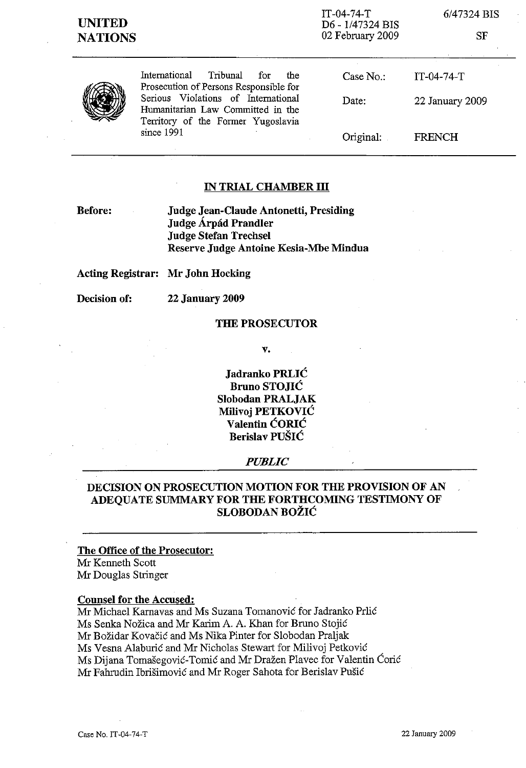**UNITED NATIONS**

IT-04-74-T
D6 - 1/47324 BIS
02 February 2009

6/47324 BIS

SF

International Tribunal for the Prosecution of Persons Responsible for Serious Violations of International Humanitarian Law Committed in the Territory of the Former Yugoslavia since 1991

| | |
|---|---|
| Case No.: | IT-04-74-T |
| Date: | 22 January 2009 |
| Original: | FRENCH |

## IN TRIAL CHAMBER III

**Before:** **Judge Jean-Claude Antonetti, Presiding**
**Judge Árpád Prandler**
**Judge Stefan Trechsel**
**Reserve Judge Antoine Kesia-Mbe Mindua**

**Acting Registrar:** **Mr John Hocking**

**Decision of:** **22 January 2009**

**THE PROSECUTOR**

**v.**

**Jadranko PRLIĆ**
**Bruno STOJIĆ**
**Slobodan PRALJAK**
**Milivoj PETKOVIĆ**
**Valentin ĆORIĆ**
**Berislav PUŠIĆ**

***PUBLIC***

## DECISION ON PROSECUTION MOTION FOR THE PROVISION OF AN ADEQUATE SUMMARY FOR THE FORTHCOMING TESTIMONY OF SLOBODAN BOŽIĆ

**The Office of the Prosecutor:**
Mr Kenneth Scott
Mr Douglas Stringer

**Counsel for the Accused:**
Mr Michael Karnavas and Ms Suzana Tomanović for Jadranko Prlić
Ms Senka Nožica and Mr Karim A. A. Khan for Bruno Stojić
Mr Božidar Kovačić and Ms Nika Pinter for Slobodan Praljak
Ms Vesna Alaburić and Mr Nicholas Stewart for Milivoj Petković
Ms Dijana Tomašegović-Tomić and Mr Dražen Plavec for Valentin Ćorić
Mr Fahrudin Ibrišimović and Mr Roger Sahota for Berislav Pušić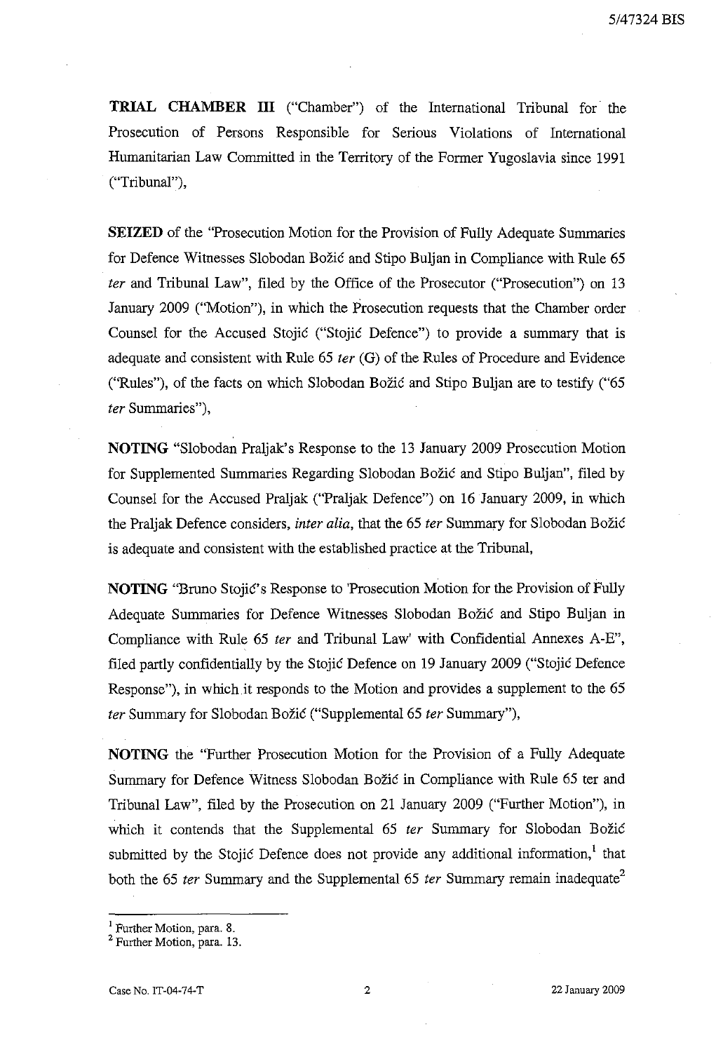**TRIAL CHAMBER III** ("Chamber") of the International Tribunal for the Prosecution of Persons Responsible for Serious Violations of International Humanitarian Law Committed in the Territory of the Former Yugoslavia since 1991 ("Tribunal"),

**SEIZED** of the "Prosecution Motion for the Provision of Fully Adequate Summaries for Defence Witnesses Slobodan Božić and Stipo Buljan in Compliance with Rule 65 *ter* and Tribunal Law", filed by the Office of the Prosecutor ("Prosecution") on 13 January 2009 ("Motion"), in which the Prosecution requests that the Chamber order Counsel for the Accused Stojić ("Stojić Defence") to provide a summary that is adequate and consistent with Rule 65 *ter* (G) of the Rules of Procedure and Evidence ("Rules"), of the facts on which Slobodan Božić and Stipo Buljan are to testify ("65 *ter* Summaries"),

**NOTING** "Slobodan Praljak's Response to the 13 January 2009 Prosecution Motion for Supplemented Summaries Regarding Slobodan Božić and Stipo Buljan", filed by Counsel for the Accused Praljak ("Praljak Defence") on 16 January 2009, in which the Praljak Defence considers, *inter alia*, that the 65 *ter* Summary for Slobodan Božić is adequate and consistent with the established practice at the Tribunal,

**NOTING** "Bruno Stojić's Response to 'Prosecution Motion for the Provision of Fully Adequate Summaries for Defence Witnesses Slobodan Božić and Stipo Buljan in Compliance with Rule 65 *ter* and Tribunal Law' with Confidential Annexes A-E", filed partly confidentially by the Stojić Defence on 19 January 2009 ("Stojić Defence Response"), in which it responds to the Motion and provides a supplement to the 65 *ter* Summary for Slobodan Božić ("Supplemental 65 *ter* Summary"),

**NOTING** the "Further Prosecution Motion for the Provision of a Fully Adequate Summary for Defence Witness Slobodan Božić in Compliance with Rule 65 ter and Tribunal Law", filed by the Prosecution on 21 January 2009 ("Further Motion"), in which it contends that the Supplemental 65 *ter* Summary for Slobodan Božić submitted by the Stojić Defence does not provide any additional information,[1] that both the 65 *ter* Summary and the Supplemental 65 *ter* Summary remain inadequate[2]

---

[1] Further Motion, para. 8.

[2] Further Motion, para. 13.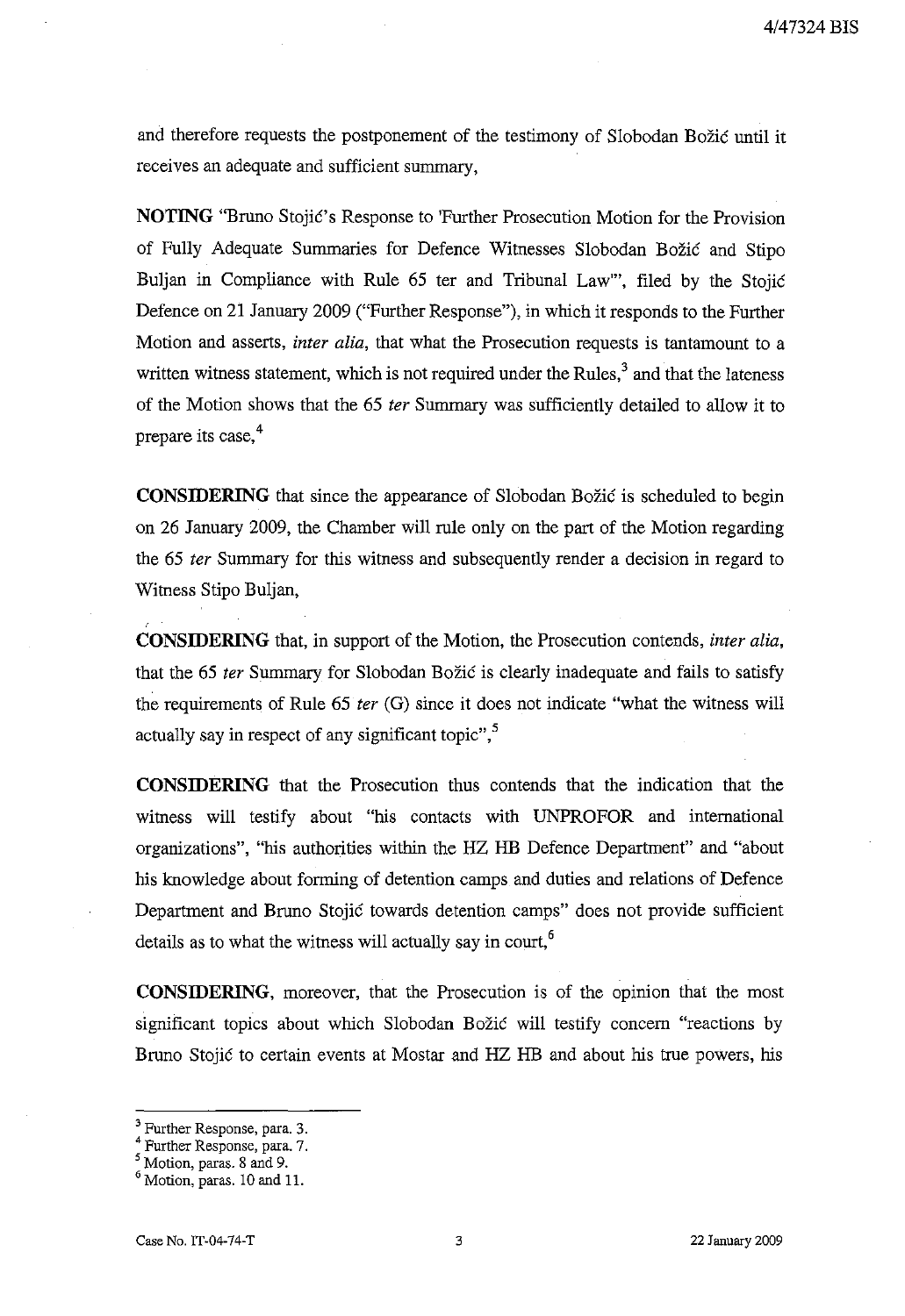and therefore requests the postponement of the testimony of Slobodan Božić until it receives an adequate and sufficient summary,

**NOTING** "Bruno Stojić's Response to 'Further Prosecution Motion for the Provision of Fully Adequate Summaries for Defence Witnesses Slobodan Božić and Stipo Buljan in Compliance with Rule 65 ter and Tribunal Law'", filed by the Stojić Defence on 21 January 2009 ("Further Response"), in which it responds to the Further Motion and asserts, *inter alia*, that what the Prosecution requests is tantamount to a written witness statement, which is not required under the Rules,[3] and that the lateness of the Motion shows that the 65 *ter* Summary was sufficiently detailed to allow it to prepare its case,[4]

**CONSIDERING** that since the appearance of Slobodan Božić is scheduled to begin on 26 January 2009, the Chamber will rule only on the part of the Motion regarding the 65 *ter* Summary for this witness and subsequently render a decision in regard to Witness Stipo Buljan,

**CONSIDERING** that, in support of the Motion, the Prosecution contends, *inter alia*, that the 65 *ter* Summary for Slobodan Božić is clearly inadequate and fails to satisfy the requirements of Rule 65 *ter* (G) since it does not indicate "what the witness will actually say in respect of any significant topic",[5]

**CONSIDERING** that the Prosecution thus contends that the indication that the witness will testify about "his contacts with UNPROFOR and international organizations", "his authorities within the HZ HB Defence Department" and "about his knowledge about forming of detention camps and duties and relations of Defence Department and Bruno Stojić towards detention camps" does not provide sufficient details as to what the witness will actually say in court,[6]

**CONSIDERING**, moreover, that the Prosecution is of the opinion that the most significant topics about which Slobodan Božić will testify concern "reactions by Bruno Stojić to certain events at Mostar and HZ HB and about his true powers, his

---

[3] Further Response, para. 3.

[4] Further Response, para. 7.

[5] Motion, paras. 8 and 9.

[6] Motion, paras. 10 and 11.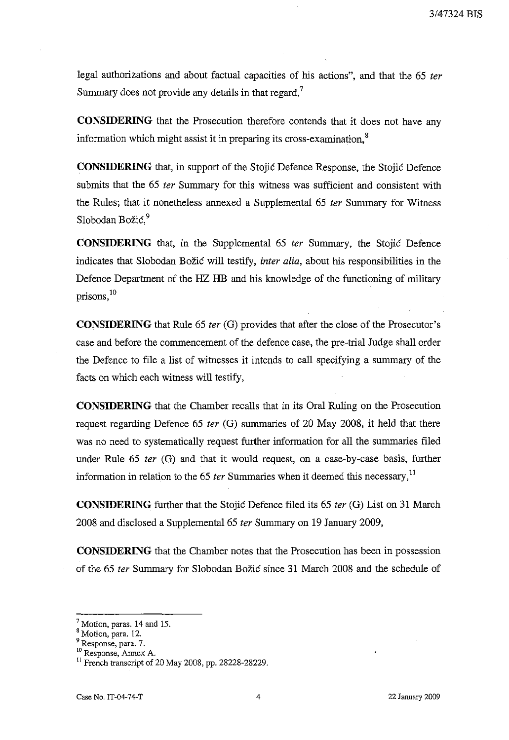legal authorizations and about factual capacities of his actions", and that the 65 *ter* Summary does not provide any details in that regard,[7]

**CONSIDERING** that the Prosecution therefore contends that it does not have any information which might assist it in preparing its cross-examination,[8]

**CONSIDERING** that, in support of the Stojić Defence Response, the Stojić Defence submits that the 65 *ter* Summary for this witness was sufficient and consistent with the Rules; that it nonetheless annexed a Supplemental 65 *ter* Summary for Witness Slobodan Božić,[9]

**CONSIDERING** that, in the Supplemental 65 *ter* Summary, the Stojić Defence indicates that Slobodan Božić will testify, *inter alia*, about his responsibilities in the Defence Department of the HZ HB and his knowledge of the functioning of military prisons,[10]

**CONSIDERING** that Rule 65 *ter* (G) provides that after the close of the Prosecutor's case and before the commencement of the defence case, the pre-trial Judge shall order the Defence to file a list of witnesses it intends to call specifying a summary of the facts on which each witness will testify,

**CONSIDERING** that the Chamber recalls that in its Oral Ruling on the Prosecution request regarding Defence 65 *ter* (G) summaries of 20 May 2008, it held that there was no need to systematically request further information for all the summaries filed under Rule 65 *ter* (G) and that it would request, on a case-by-case basis, further information in relation to the 65 *ter* Summaries when it deemed this necessary,[11]

**CONSIDERING** further that the Stojić Defence filed its 65 *ter* (G) List on 31 March 2008 and disclosed a Supplemental 65 *ter* Summary on 19 January 2009,

**CONSIDERING** that the Chamber notes that the Prosecution has been in possession of the 65 *ter* Summary for Slobodan Božić since 31 March 2008 and the schedule of

---

[7] Motion, paras. 14 and 15.

[8] Motion, para. 12.

[9] Response, para. 7.

[10] Response, Annex A.

[11] French transcript of 20 May 2008, pp. 28228-28229.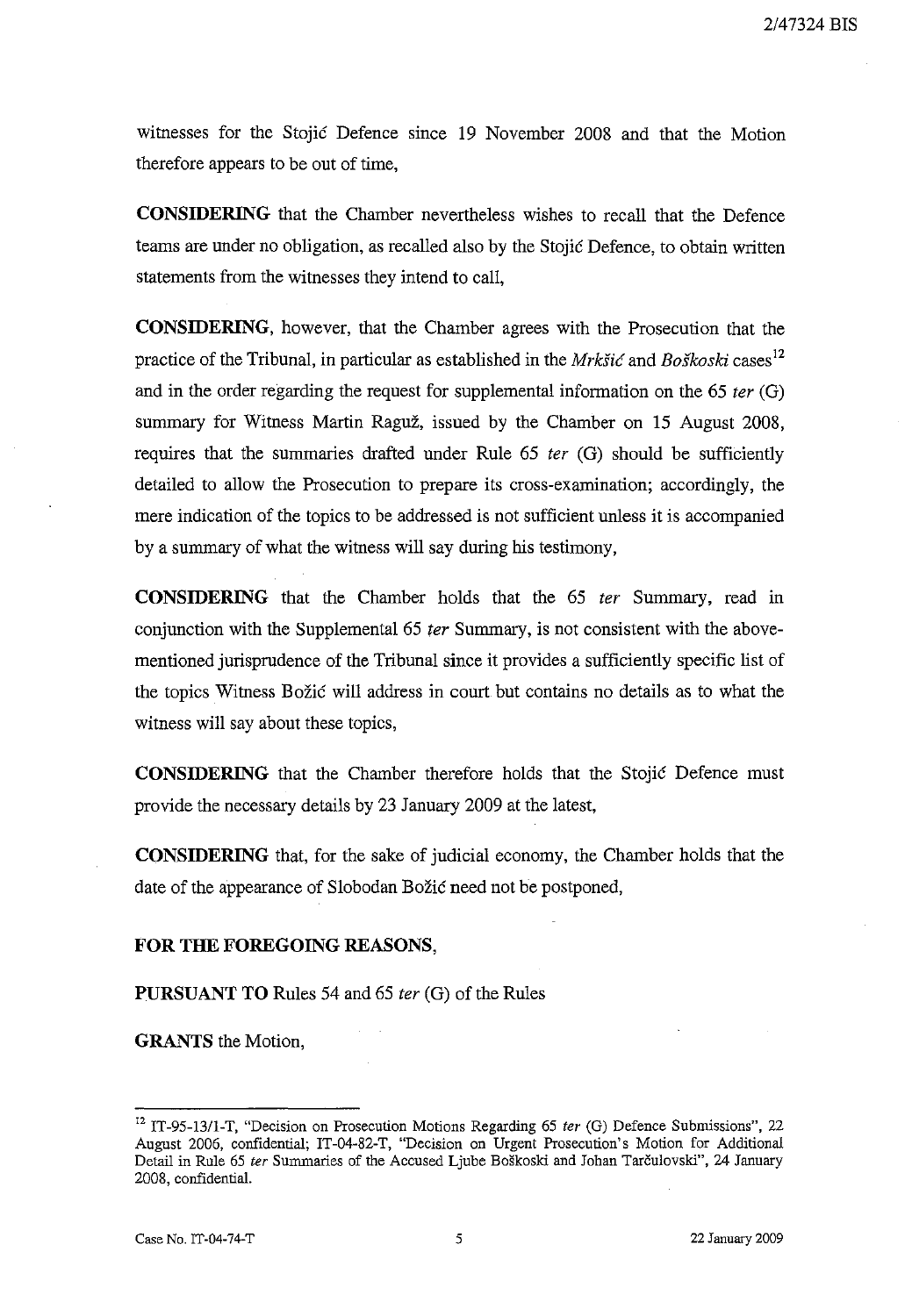witnesses for the Stojić Defence since 19 November 2008 and that the Motion therefore appears to be out of time,

**CONSIDERING** that the Chamber nevertheless wishes to recall that the Defence teams are under no obligation, as recalled also by the Stojić Defence, to obtain written statements from the witnesses they intend to call,

**CONSIDERING**, however, that the Chamber agrees with the Prosecution that the practice of the Tribunal, in particular as established in the *Mrkšić* and *Boškoski* cases[12] and in the order regarding the request for supplemental information on the 65 *ter* (G) summary for Witness Martin Raguž, issued by the Chamber on 15 August 2008, requires that the summaries drafted under Rule 65 *ter* (G) should be sufficiently detailed to allow the Prosecution to prepare its cross-examination; accordingly, the mere indication of the topics to be addressed is not sufficient unless it is accompanied by a summary of what the witness will say during his testimony,

**CONSIDERING** that the Chamber holds that the 65 *ter* Summary, read in conjunction with the Supplemental 65 *ter* Summary, is not consistent with the above-mentioned jurisprudence of the Tribunal since it provides a sufficiently specific list of the topics Witness Božić will address in court but contains no details as to what the witness will say about these topics,

**CONSIDERING** that the Chamber therefore holds that the Stojić Defence must provide the necessary details by 23 January 2009 at the latest,

**CONSIDERING** that, for the sake of judicial economy, the Chamber holds that the date of the appearance of Slobodan Božić need not be postponed,

**FOR THE FOREGOING REASONS**,

**PURSUANT TO** Rules 54 and 65 *ter* (G) of the Rules

**GRANTS** the Motion,

---

[12] IT-95-13/1-T, "Decision on Prosecution Motions Regarding 65 *ter* (G) Defence Submissions", 22 August 2006, confidential; IT-04-82-T, "Decision on Urgent Prosecution's Motion for Additional Detail in Rule 65 *ter* Summaries of the Accused Ljube Boškoski and Johan Tarčulovski", 24 January 2008, confidential.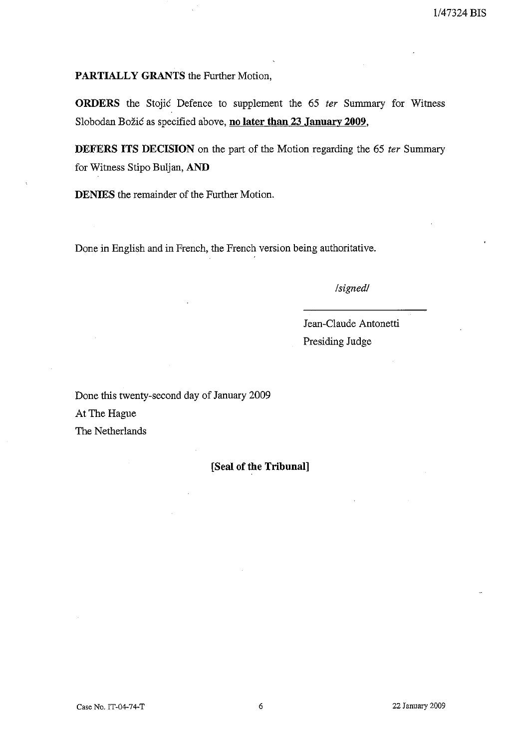**PARTIALLY GRANTS** the Further Motion,

**ORDERS** the Stojić Defence to supplement the 65 *ter* Summary for Witness Slobodan Božić as specified above, **no later than 23 January 2009**,

**DEFERS ITS DECISION** on the part of the Motion regarding the 65 *ter* Summary for Witness Stipo Buljan, **AND**

**DENIES** the remainder of the Further Motion.

Done in English and in French, the French version being authoritative.

*/signed/*

Jean-Claude Antonetti
Presiding Judge

Done this twenty-second day of January 2009
At The Hague
The Netherlands

**[Seal of the Tribunal]**